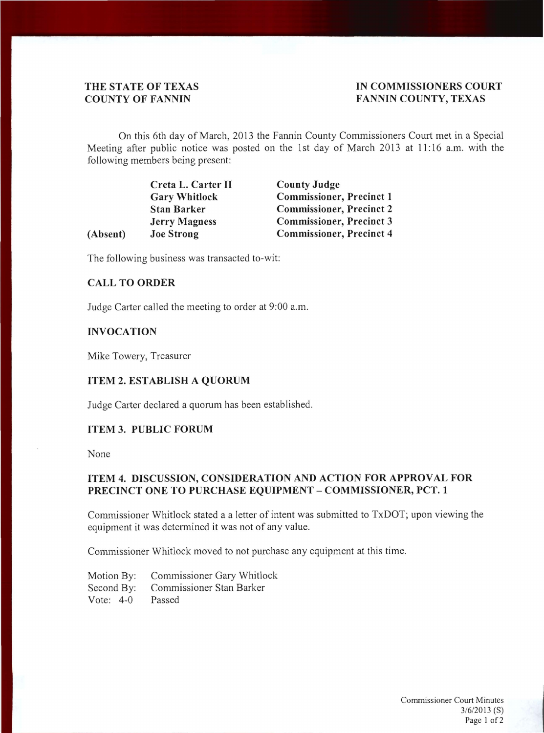**THE STATE OF TEXAS**
**COUNTY OF FANNIN**

**IN COMMISSIONERS COURT**
**FANNIN COUNTY, TEXAS**

On this 6th day of March, 2013 the Fannin County Commissioners Court met in a Special Meeting after public notice was posted on the 1st day of March 2013 at 11:16 a.m. with the following members being present:

| | | |
|---|---|---|
| | **Creta L. Carter II** | **County Judge** |
| | **Gary Whitlock** | **Commissioner, Precinct 1** |
| | **Stan Barker** | **Commissioner, Precinct 2** |
| | **Jerry Magness** | **Commissioner, Precinct 3** |
| **(Absent)** | **Joe Strong** | **Commissioner, Precinct 4** |

The following business was transacted to-wit:

### CALL TO ORDER

Judge Carter called the meeting to order at 9:00 a.m.

### INVOCATION

Mike Towery, Treasurer

### ITEM 2. ESTABLISH A QUORUM

Judge Carter declared a quorum has been established.

### ITEM 3. PUBLIC FORUM

None

### ITEM 4. DISCUSSION, CONSIDERATION AND ACTION FOR APPROVAL FOR PRECINCT ONE TO PURCHASE EQUIPMENT – COMMISSIONER, PCT. 1

Commissioner Whitlock stated a a letter of intent was submitted to TxDOT; upon viewing the equipment it was determined it was not of any value.

Commissioner Whitlock moved to not purchase any equipment at this time.

Motion By: Commissioner Gary Whitlock
Second By: Commissioner Stan Barker
Vote: 4-0 Passed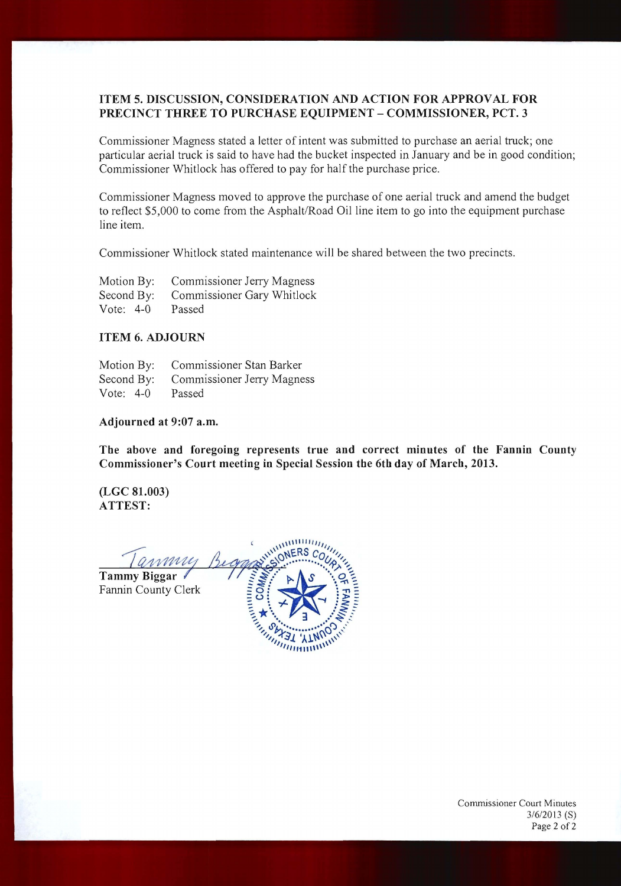**ITEM 5. DISCUSSION, CONSIDERATION AND ACTION FOR APPROVAL FOR PRECINCT THREE TO PURCHASE EQUIPMENT – COMMISSIONER, PCT. 3**

Commissioner Magness stated a letter of intent was submitted to purchase an aerial truck; one particular aerial truck is said to have had the bucket inspected in January and be in good condition; Commissioner Whitlock has offered to pay for half the purchase price.

Commissioner Magness moved to approve the purchase of one aerial truck and amend the budget to reflect $5,000 to come from the Asphalt/Road Oil line item to go into the equipment purchase line item.

Commissioner Whitlock stated maintenance will be shared between the two precincts.

Motion By: Commissioner Jerry Magness
Second By: Commissioner Gary Whitlock
Vote: 4-0 Passed

**ITEM 6. ADJOURN**

Motion By: Commissioner Stan Barker
Second By: Commissioner Jerry Magness
Vote: 4-0 Passed

**Adjourned at 9:07 a.m.**

**The above and foregoing represents true and correct minutes of the Fannin County Commissioner's Court meeting in Special Session the 6th day of March, 2013.**

**(LGC 81.003)**
**ATTEST:**

Tammy Biggar

**Tammy Biggar**
Fannin County Clerk

COMMISSIONERS COURT OF FANNIN COUNTY, TEXAS

Commissioner Court Minutes
3/6/2013 (S)